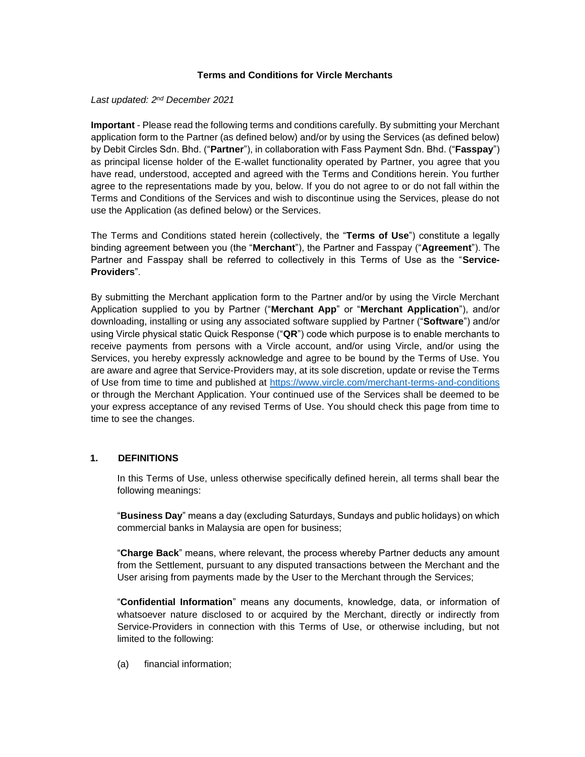# Terms and Conditions for Vircle Merchants

*Last updated: 2nd December 2021*

**Important** - Please read the following terms and conditions carefully. By submitting your Merchant application form to the Partner (as defined below) and/or by using the Services (as defined below) by Debit Circles Sdn. Bhd. ("**Partner**"), in collaboration with Fass Payment Sdn. Bhd. ("**Fasspay**") as principal license holder of the E-wallet functionality operated by Partner, you agree that you have read, understood, accepted and agreed with the Terms and Conditions herein. You further agree to the representations made by you, below. If you do not agree to or do not fall within the Terms and Conditions of the Services and wish to discontinue using the Services, please do not use the Application (as defined below) or the Services.

The Terms and Conditions stated herein (collectively, the "**Terms of Use**") constitute a legally binding agreement between you (the "**Merchant**"), the Partner and Fasspay ("**Agreement**"). The Partner and Fasspay shall be referred to collectively in this Terms of Use as the "**Service-Providers**".

By submitting the Merchant application form to the Partner and/or by using the Vircle Merchant Application supplied to you by Partner ("**Merchant App**" or "**Merchant Application**"), and/or downloading, installing or using any associated software supplied by Partner ("**Software**") and/or using Vircle physical static Quick Response ("**QR**") code which purpose is to enable merchants to receive payments from persons with a Vircle account, and/or using Vircle, and/or using the Services, you hereby expressly acknowledge and agree to be bound by the Terms of Use. You are aware and agree that Service-Providers may, at its sole discretion, update or revise the Terms of Use from time to time and published at https://www.vircle.com/merchant-terms-and-conditions or through the Merchant Application. Your continued use of the Services shall be deemed to be your express acceptance of any revised Terms of Use. You should check this page from time to time to see the changes.

## 1. DEFINITIONS

In this Terms of Use, unless otherwise specifically defined herein, all terms shall bear the following meanings:

"**Business Day**" means a day (excluding Saturdays, Sundays and public holidays) on which commercial banks in Malaysia are open for business;

"**Charge Back**" means, where relevant, the process whereby Partner deducts any amount from the Settlement, pursuant to any disputed transactions between the Merchant and the User arising from payments made by the User to the Merchant through the Services;

"**Confidential Information**" means any documents, knowledge, data, or information of whatsoever nature disclosed to or acquired by the Merchant, directly or indirectly from Service-Providers in connection with this Terms of Use, or otherwise including, but not limited to the following:

(a) financial information;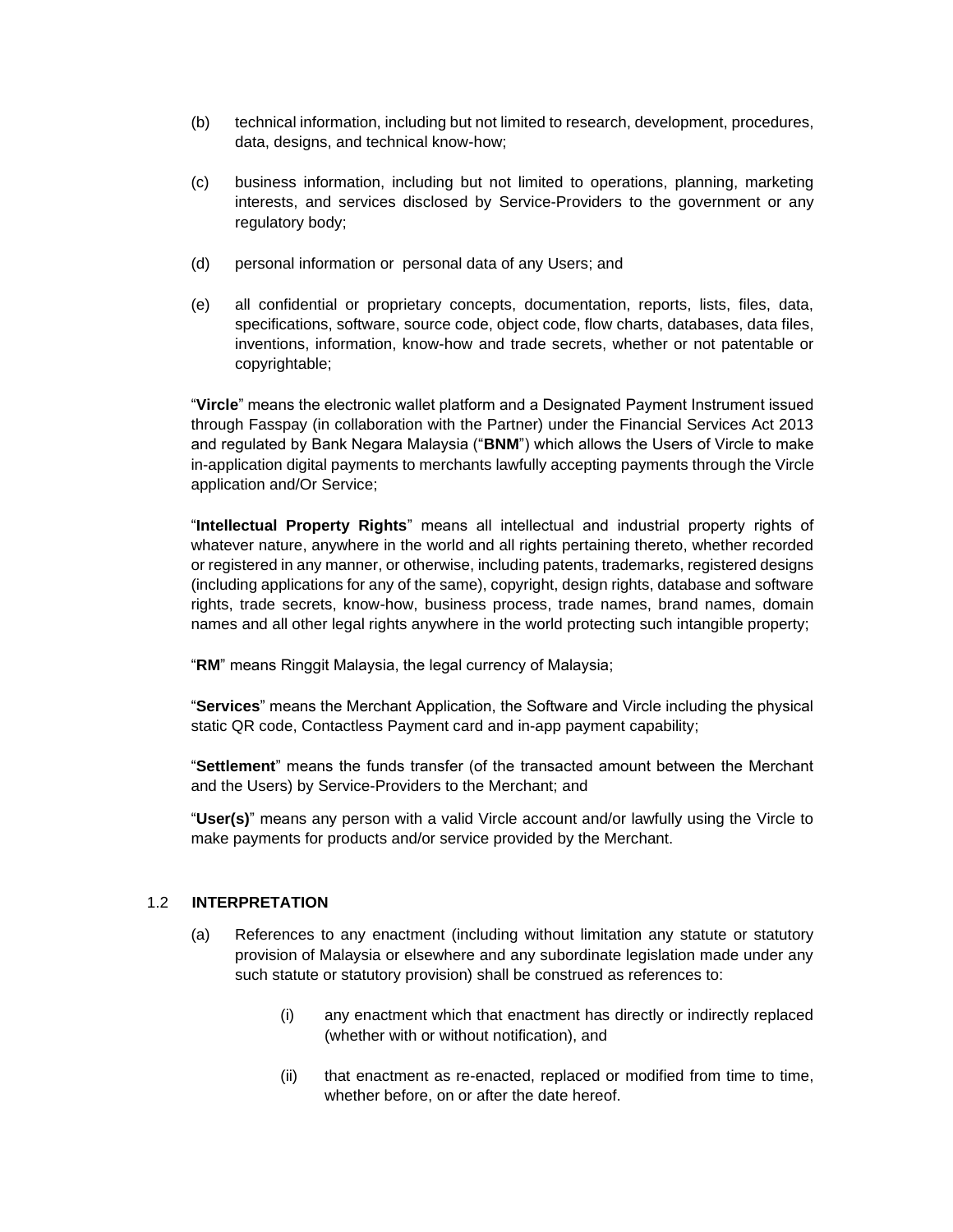(b) technical information, including but not limited to research, development, procedures, data, designs, and technical know-how;

(c) business information, including but not limited to operations, planning, marketing interests, and services disclosed by Service-Providers to the government or any regulatory body;

(d) personal information or personal data of any Users; and

(e) all confidential or proprietary concepts, documentation, reports, lists, files, data, specifications, software, source code, object code, flow charts, databases, data files, inventions, information, know-how and trade secrets, whether or not patentable or copyrightable;

"**Vircle**" means the electronic wallet platform and a Designated Payment Instrument issued through Fasspay (in collaboration with the Partner) under the Financial Services Act 2013 and regulated by Bank Negara Malaysia ("**BNM**") which allows the Users of Vircle to make in-application digital payments to merchants lawfully accepting payments through the Vircle application and/Or Service;

"**Intellectual Property Rights**" means all intellectual and industrial property rights of whatever nature, anywhere in the world and all rights pertaining thereto, whether recorded or registered in any manner, or otherwise, including patents, trademarks, registered designs (including applications for any of the same), copyright, design rights, database and software rights, trade secrets, know-how, business process, trade names, brand names, domain names and all other legal rights anywhere in the world protecting such intangible property;

"**RM**" means Ringgit Malaysia, the legal currency of Malaysia;

"**Services**" means the Merchant Application, the Software and Vircle including the physical static QR code, Contactless Payment card and in-app payment capability;

"**Settlement**" means the funds transfer (of the transacted amount between the Merchant and the Users) by Service-Providers to the Merchant; and

"**User(s)**" means any person with a valid Vircle account and/or lawfully using the Vircle to make payments for products and/or service provided by the Merchant.

### 1.2 INTERPRETATION

(a) References to any enactment (including without limitation any statute or statutory provision of Malaysia or elsewhere and any subordinate legislation made under any such statute or statutory provision) shall be construed as references to:

   (i) any enactment which that enactment has directly or indirectly replaced (whether with or without notification), and

   (ii) that enactment as re-enacted, replaced or modified from time to time, whether before, on or after the date hereof.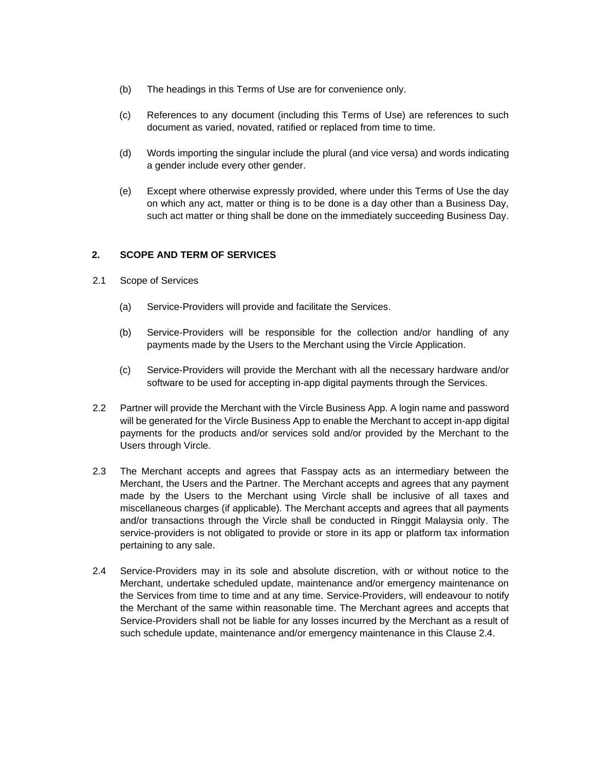(b) The headings in this Terms of Use are for convenience only.

(c) References to any document (including this Terms of Use) are references to such document as varied, novated, ratified or replaced from time to time.

(d) Words importing the singular include the plural (and vice versa) and words indicating a gender include every other gender.

(e) Except where otherwise expressly provided, where under this Terms of Use the day on which any act, matter or thing is to be done is a day other than a Business Day, such act matter or thing shall be done on the immediately succeeding Business Day.

## 2. SCOPE AND TERM OF SERVICES

2.1 Scope of Services

(a) Service-Providers will provide and facilitate the Services.

(b) Service-Providers will be responsible for the collection and/or handling of any payments made by the Users to the Merchant using the Vircle Application.

(c) Service-Providers will provide the Merchant with all the necessary hardware and/or software to be used for accepting in-app digital payments through the Services.

2.2 Partner will provide the Merchant with the Vircle Business App. A login name and password will be generated for the Vircle Business App to enable the Merchant to accept in-app digital payments for the products and/or services sold and/or provided by the Merchant to the Users through Vircle.

2.3 The Merchant accepts and agrees that Fasspay acts as an intermediary between the Merchant, the Users and the Partner. The Merchant accepts and agrees that any payment made by the Users to the Merchant using Vircle shall be inclusive of all taxes and miscellaneous charges (if applicable). The Merchant accepts and agrees that all payments and/or transactions through the Vircle shall be conducted in Ringgit Malaysia only. The service-providers is not obligated to provide or store in its app or platform tax information pertaining to any sale.

2.4 Service-Providers may in its sole and absolute discretion, with or without notice to the Merchant, undertake scheduled update, maintenance and/or emergency maintenance on the Services from time to time and at any time. Service-Providers, will endeavour to notify the Merchant of the same within reasonable time. The Merchant agrees and accepts that Service-Providers shall not be liable for any losses incurred by the Merchant as a result of such schedule update, maintenance and/or emergency maintenance in this Clause 2.4.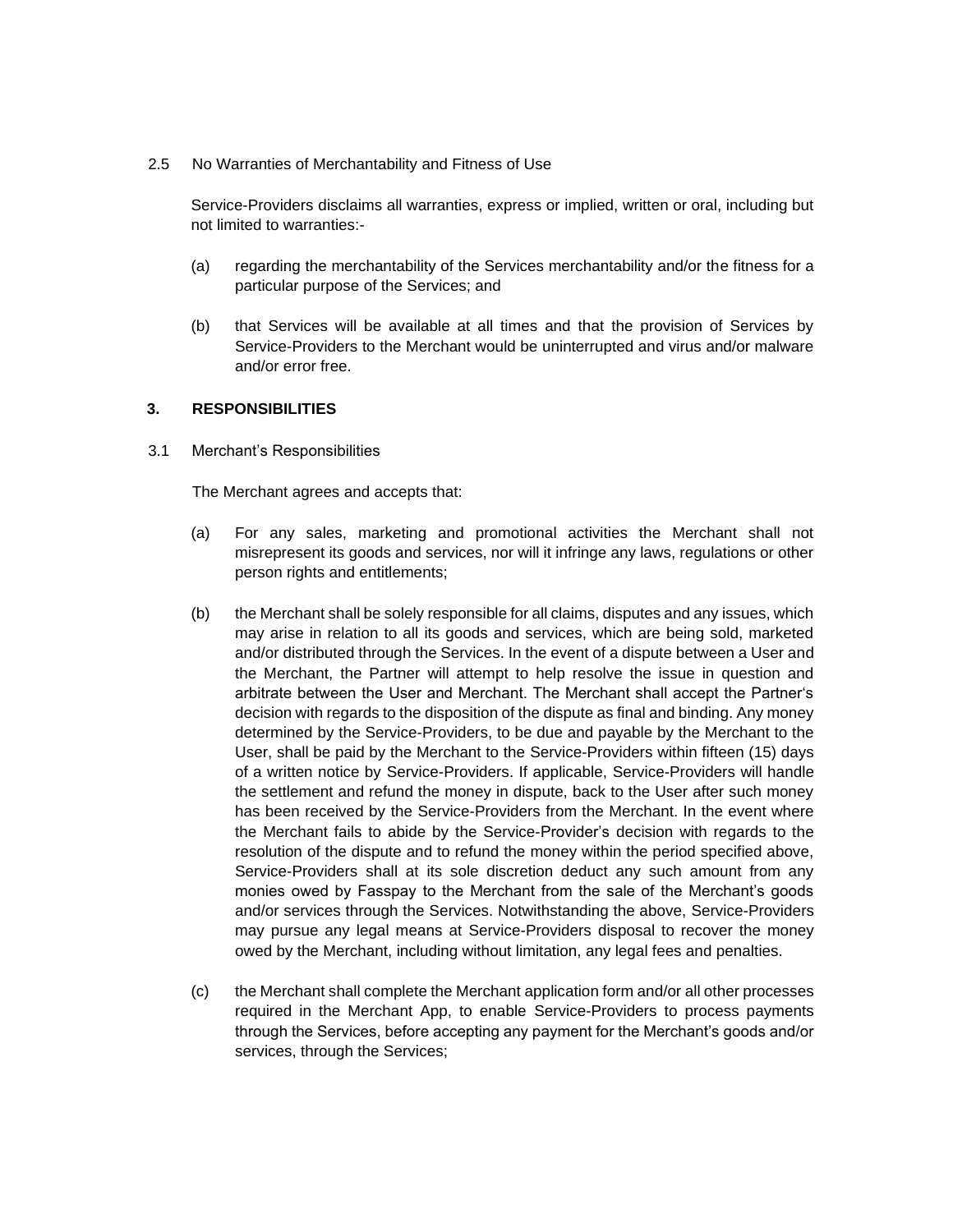2.5 No Warranties of Merchantability and Fitness of Use

Service-Providers disclaims all warranties, express or implied, written or oral, including but not limited to warranties:-

(a) regarding the merchantability of the Services merchantability and/or the fitness for a particular purpose of the Services; and

(b) that Services will be available at all times and that the provision of Services by Service-Providers to the Merchant would be uninterrupted and virus and/or malware and/or error free.

## 3. RESPONSIBILITIES

3.1 Merchant's Responsibilities

The Merchant agrees and accepts that:

(a) For any sales, marketing and promotional activities the Merchant shall not misrepresent its goods and services, nor will it infringe any laws, regulations or other person rights and entitlements;

(b) the Merchant shall be solely responsible for all claims, disputes and any issues, which may arise in relation to all its goods and services, which are being sold, marketed and/or distributed through the Services. In the event of a dispute between a User and the Merchant, the Partner will attempt to help resolve the issue in question and arbitrate between the User and Merchant. The Merchant shall accept the Partner's decision with regards to the disposition of the dispute as final and binding. Any money determined by the Service-Providers, to be due and payable by the Merchant to the User, shall be paid by the Merchant to the Service-Providers within fifteen (15) days of a written notice by Service-Providers. If applicable, Service-Providers will handle the settlement and refund the money in dispute, back to the User after such money has been received by the Service-Providers from the Merchant. In the event where the Merchant fails to abide by the Service-Provider's decision with regards to the resolution of the dispute and to refund the money within the period specified above, Service-Providers shall at its sole discretion deduct any such amount from any monies owed by Fasspay to the Merchant from the sale of the Merchant's goods and/or services through the Services. Notwithstanding the above, Service-Providers may pursue any legal means at Service-Providers disposal to recover the money owed by the Merchant, including without limitation, any legal fees and penalties.

(c) the Merchant shall complete the Merchant application form and/or all other processes required in the Merchant App, to enable Service-Providers to process payments through the Services, before accepting any payment for the Merchant's goods and/or services, through the Services;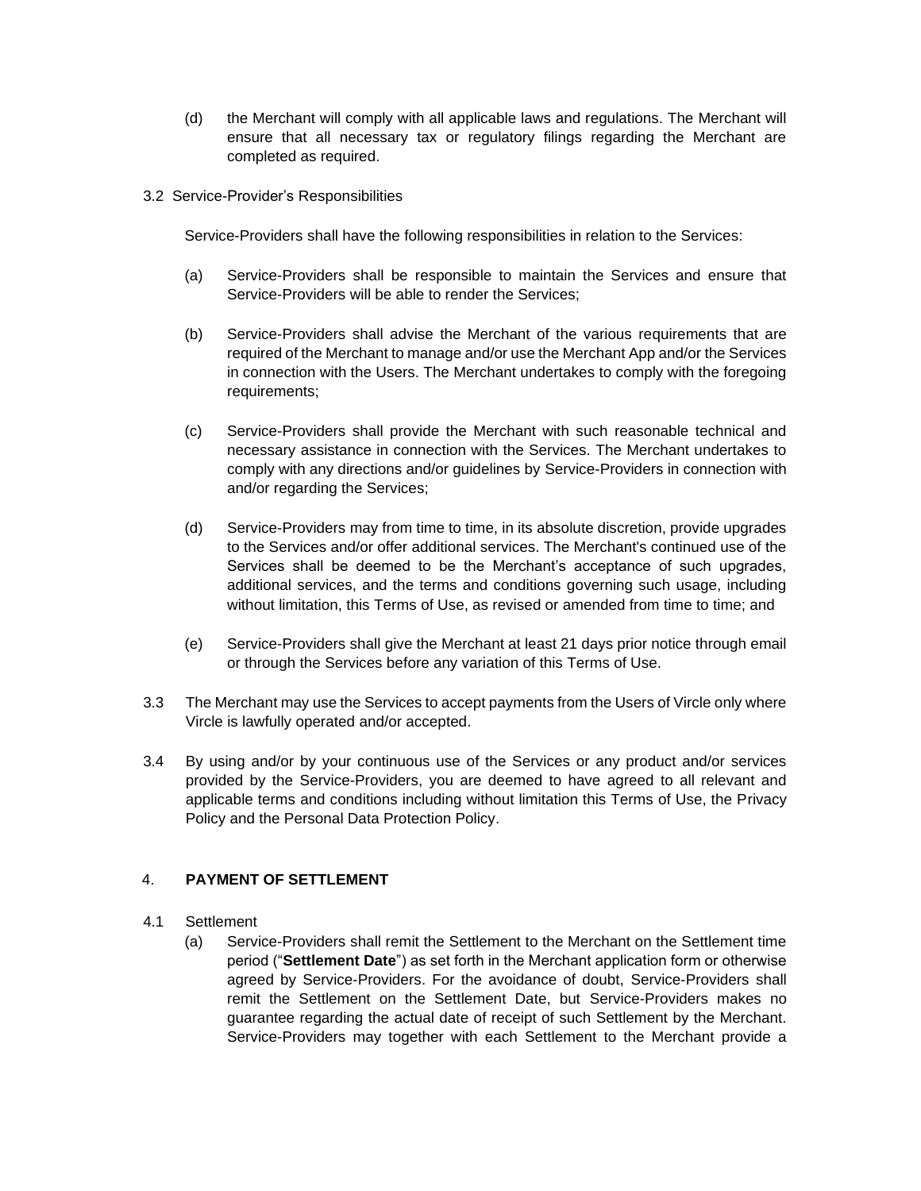(d) the Merchant will comply with all applicable laws and regulations. The Merchant will ensure that all necessary tax or regulatory filings regarding the Merchant are completed as required.

3.2 Service-Provider's Responsibilities

Service-Providers shall have the following responsibilities in relation to the Services:

(a) Service-Providers shall be responsible to maintain the Services and ensure that Service-Providers will be able to render the Services;

(b) Service-Providers shall advise the Merchant of the various requirements that are required of the Merchant to manage and/or use the Merchant App and/or the Services in connection with the Users. The Merchant undertakes to comply with the foregoing requirements;

(c) Service-Providers shall provide the Merchant with such reasonable technical and necessary assistance in connection with the Services. The Merchant undertakes to comply with any directions and/or guidelines by Service-Providers in connection with and/or regarding the Services;

(d) Service-Providers may from time to time, in its absolute discretion, provide upgrades to the Services and/or offer additional services. The Merchant's continued use of the Services shall be deemed to be the Merchant's acceptance of such upgrades, additional services, and the terms and conditions governing such usage, including without limitation, this Terms of Use, as revised or amended from time to time; and

(e) Service-Providers shall give the Merchant at least 21 days prior notice through email or through the Services before any variation of this Terms of Use.

3.3 The Merchant may use the Services to accept payments from the Users of Vircle only where Vircle is lawfully operated and/or accepted.

3.4 By using and/or by your continuous use of the Services or any product and/or services provided by the Service-Providers, you are deemed to have agreed to all relevant and applicable terms and conditions including without limitation this Terms of Use, the Privacy Policy and the Personal Data Protection Policy.

## 4. PAYMENT OF SETTLEMENT

4.1 Settlement

(a) Service-Providers shall remit the Settlement to the Merchant on the Settlement time period ("**Settlement Date**") as set forth in the Merchant application form or otherwise agreed by Service-Providers. For the avoidance of doubt, Service-Providers shall remit the Settlement on the Settlement Date, but Service-Providers makes no guarantee regarding the actual date of receipt of such Settlement by the Merchant. Service-Providers may together with each Settlement to the Merchant provide a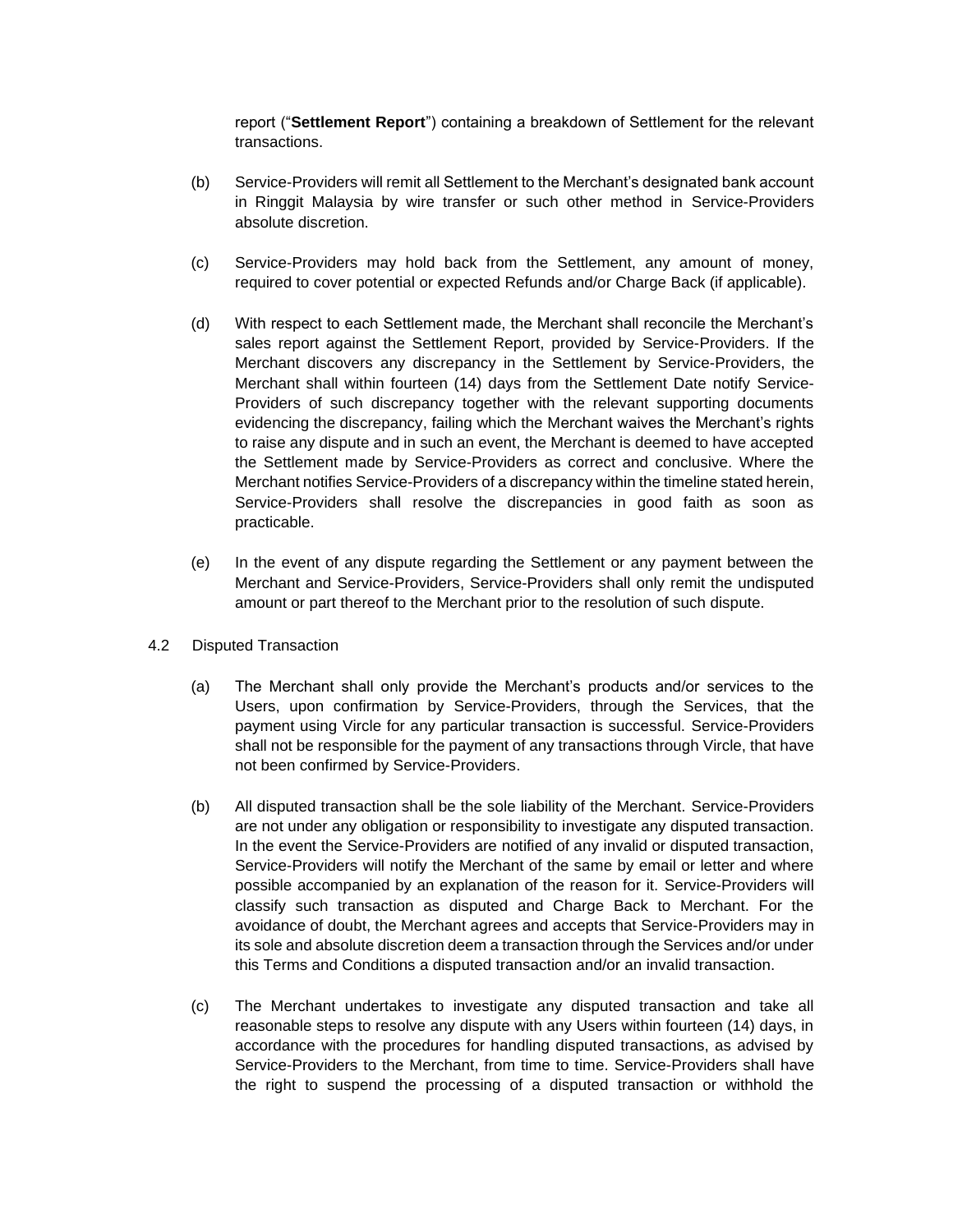report ("**Settlement Report**") containing a breakdown of Settlement for the relevant transactions.

(b) Service-Providers will remit all Settlement to the Merchant's designated bank account in Ringgit Malaysia by wire transfer or such other method in Service-Providers absolute discretion.

(c) Service-Providers may hold back from the Settlement, any amount of money, required to cover potential or expected Refunds and/or Charge Back (if applicable).

(d) With respect to each Settlement made, the Merchant shall reconcile the Merchant's sales report against the Settlement Report, provided by Service-Providers. If the Merchant discovers any discrepancy in the Settlement by Service-Providers, the Merchant shall within fourteen (14) days from the Settlement Date notify Service-Providers of such discrepancy together with the relevant supporting documents evidencing the discrepancy, failing which the Merchant waives the Merchant's rights to raise any dispute and in such an event, the Merchant is deemed to have accepted the Settlement made by Service-Providers as correct and conclusive. Where the Merchant notifies Service-Providers of a discrepancy within the timeline stated herein, Service-Providers shall resolve the discrepancies in good faith as soon as practicable.

(e) In the event of any dispute regarding the Settlement or any payment between the Merchant and Service-Providers, Service-Providers shall only remit the undisputed amount or part thereof to the Merchant prior to the resolution of such dispute.

4.2 Disputed Transaction

(a) The Merchant shall only provide the Merchant's products and/or services to the Users, upon confirmation by Service-Providers, through the Services, that the payment using Vircle for any particular transaction is successful. Service-Providers shall not be responsible for the payment of any transactions through Vircle, that have not been confirmed by Service-Providers.

(b) All disputed transaction shall be the sole liability of the Merchant. Service-Providers are not under any obligation or responsibility to investigate any disputed transaction. In the event the Service-Providers are notified of any invalid or disputed transaction, Service-Providers will notify the Merchant of the same by email or letter and where possible accompanied by an explanation of the reason for it. Service-Providers will classify such transaction as disputed and Charge Back to Merchant. For the avoidance of doubt, the Merchant agrees and accepts that Service-Providers may in its sole and absolute discretion deem a transaction through the Services and/or under this Terms and Conditions a disputed transaction and/or an invalid transaction.

(c) The Merchant undertakes to investigate any disputed transaction and take all reasonable steps to resolve any dispute with any Users within fourteen (14) days, in accordance with the procedures for handling disputed transactions, as advised by Service-Providers to the Merchant, from time to time. Service-Providers shall have the right to suspend the processing of a disputed transaction or withhold the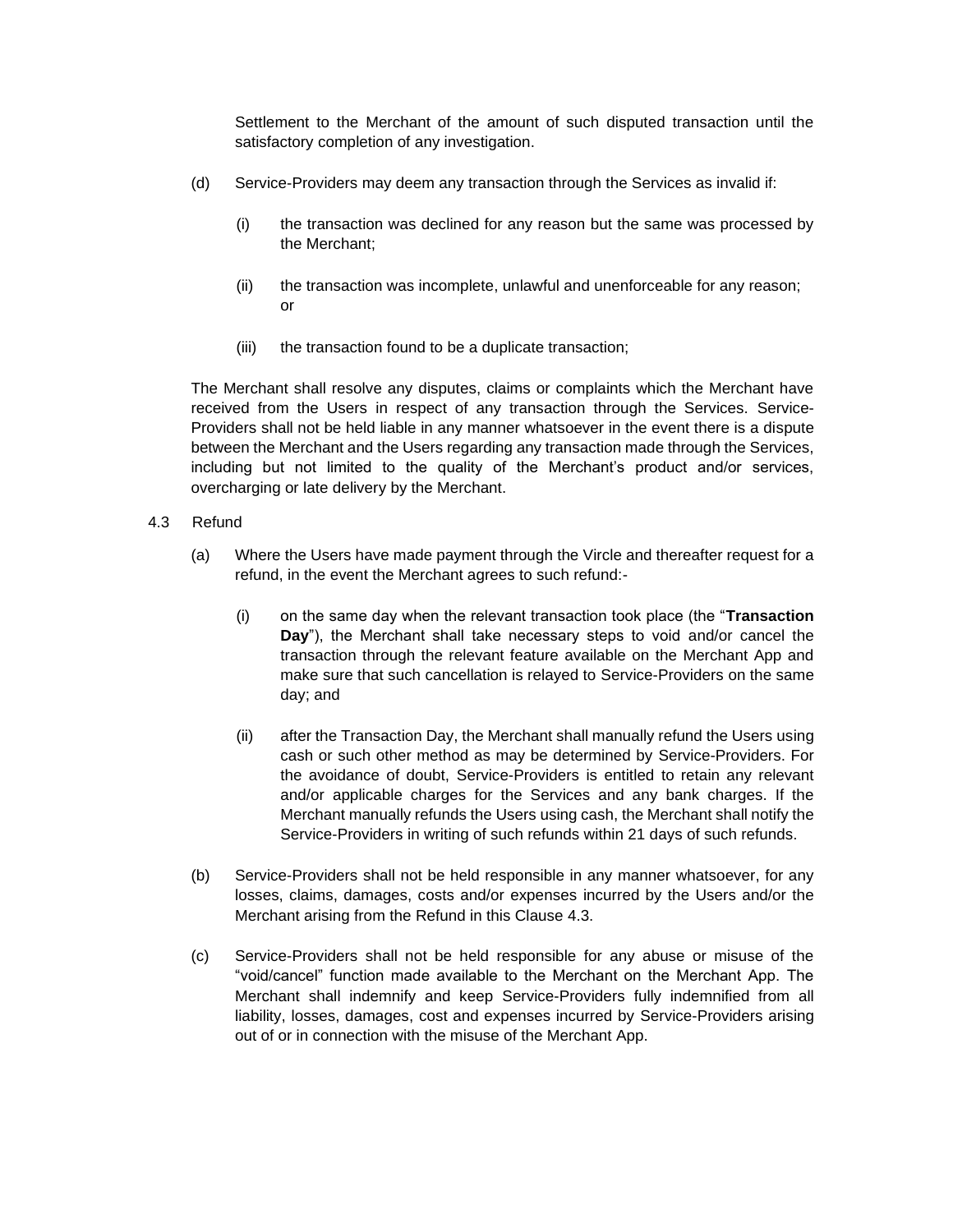Settlement to the Merchant of the amount of such disputed transaction until the satisfactory completion of any investigation.

(d) Service-Providers may deem any transaction through the Services as invalid if:

(i) the transaction was declined for any reason but the same was processed by the Merchant;

(ii) the transaction was incomplete, unlawful and unenforceable for any reason; or

(iii) the transaction found to be a duplicate transaction;

The Merchant shall resolve any disputes, claims or complaints which the Merchant have received from the Users in respect of any transaction through the Services. Service-Providers shall not be held liable in any manner whatsoever in the event there is a dispute between the Merchant and the Users regarding any transaction made through the Services, including but not limited to the quality of the Merchant's product and/or services, overcharging or late delivery by the Merchant.

4.3 Refund

(a) Where the Users have made payment through the Vircle and thereafter request for a refund, in the event the Merchant agrees to such refund:-

(i) on the same day when the relevant transaction took place (the "**Transaction Day**"), the Merchant shall take necessary steps to void and/or cancel the transaction through the relevant feature available on the Merchant App and make sure that such cancellation is relayed to Service-Providers on the same day; and

(ii) after the Transaction Day, the Merchant shall manually refund the Users using cash or such other method as may be determined by Service-Providers. For the avoidance of doubt, Service-Providers is entitled to retain any relevant and/or applicable charges for the Services and any bank charges. If the Merchant manually refunds the Users using cash, the Merchant shall notify the Service-Providers in writing of such refunds within 21 days of such refunds.

(b) Service-Providers shall not be held responsible in any manner whatsoever, for any losses, claims, damages, costs and/or expenses incurred by the Users and/or the Merchant arising from the Refund in this Clause 4.3.

(c) Service-Providers shall not be held responsible for any abuse or misuse of the "void/cancel" function made available to the Merchant on the Merchant App. The Merchant shall indemnify and keep Service-Providers fully indemnified from all liability, losses, damages, cost and expenses incurred by Service-Providers arising out of or in connection with the misuse of the Merchant App.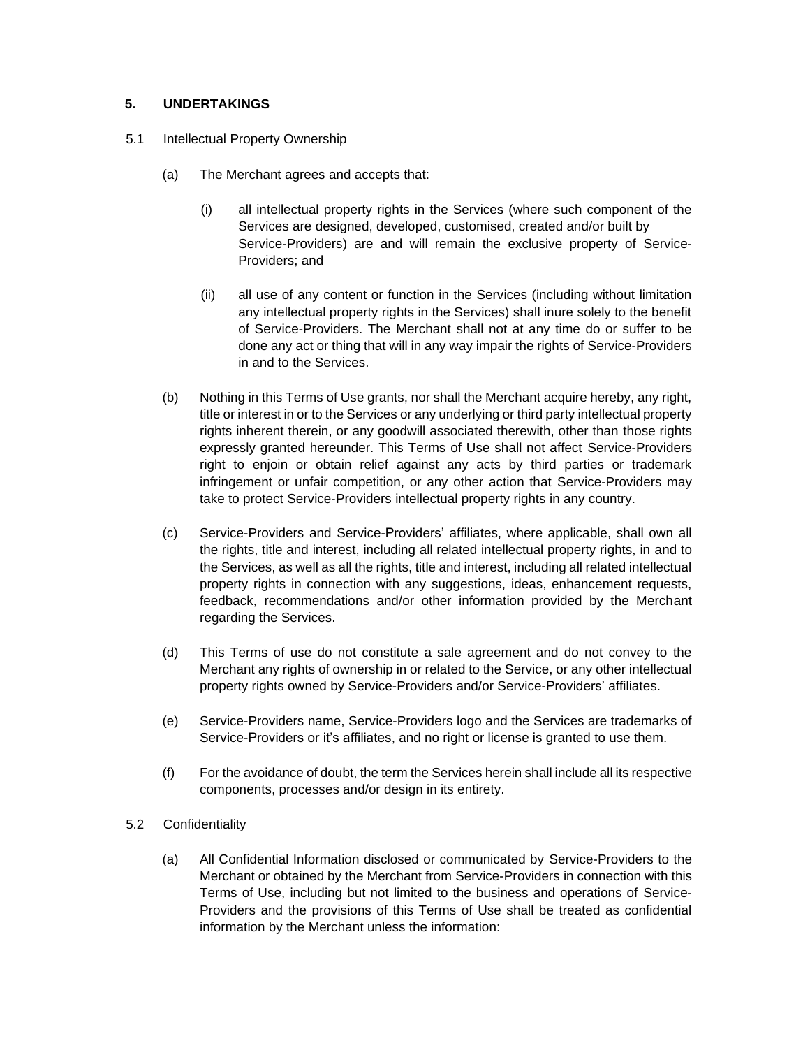### 5. UNDERTAKINGS

5.1 Intellectual Property Ownership

(a) The Merchant agrees and accepts that:

(i) all intellectual property rights in the Services (where such component of the Services are designed, developed, customised, created and/or built by Service-Providers) are and will remain the exclusive property of Service-Providers; and

(ii) all use of any content or function in the Services (including without limitation any intellectual property rights in the Services) shall inure solely to the benefit of Service-Providers. The Merchant shall not at any time do or suffer to be done any act or thing that will in any way impair the rights of Service-Providers in and to the Services.

(b) Nothing in this Terms of Use grants, nor shall the Merchant acquire hereby, any right, title or interest in or to the Services or any underlying or third party intellectual property rights inherent therein, or any goodwill associated therewith, other than those rights expressly granted hereunder. This Terms of Use shall not affect Service-Providers right to enjoin or obtain relief against any acts by third parties or trademark infringement or unfair competition, or any other action that Service-Providers may take to protect Service-Providers intellectual property rights in any country.

(c) Service-Providers and Service-Providers' affiliates, where applicable, shall own all the rights, title and interest, including all related intellectual property rights, in and to the Services, as well as all the rights, title and interest, including all related intellectual property rights in connection with any suggestions, ideas, enhancement requests, feedback, recommendations and/or other information provided by the Merchant regarding the Services.

(d) This Terms of use do not constitute a sale agreement and do not convey to the Merchant any rights of ownership in or related to the Service, or any other intellectual property rights owned by Service-Providers and/or Service-Providers' affiliates.

(e) Service-Providers name, Service-Providers logo and the Services are trademarks of Service-Providers or it's affiliates, and no right or license is granted to use them.

(f) For the avoidance of doubt, the term the Services herein shall include all its respective components, processes and/or design in its entirety.

5.2 Confidentiality

(a) All Confidential Information disclosed or communicated by Service-Providers to the Merchant or obtained by the Merchant from Service-Providers in connection with this Terms of Use, including but not limited to the business and operations of Service-Providers and the provisions of this Terms of Use shall be treated as confidential information by the Merchant unless the information: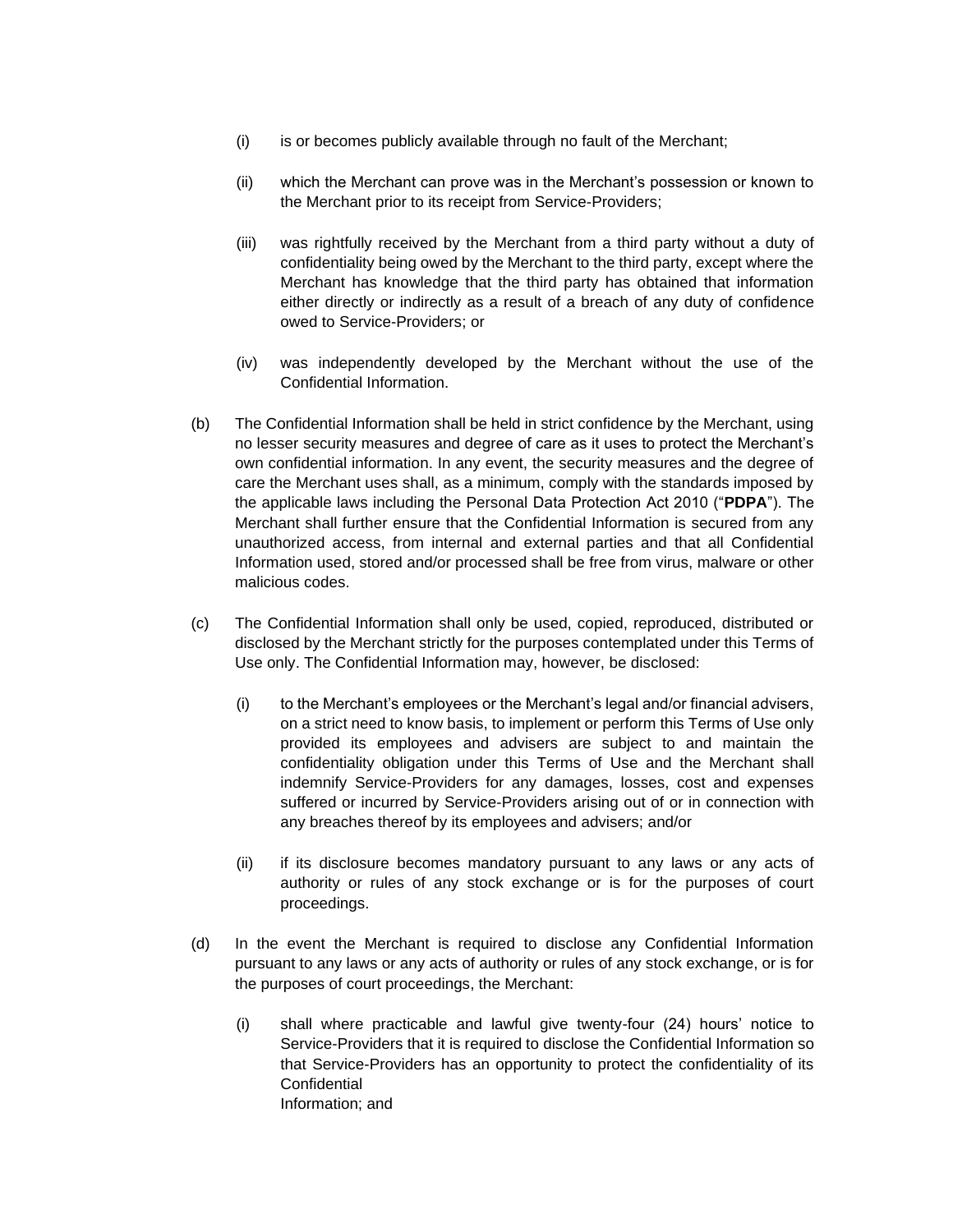(i) is or becomes publicly available through no fault of the Merchant;

(ii) which the Merchant can prove was in the Merchant's possession or known to the Merchant prior to its receipt from Service-Providers;

(iii) was rightfully received by the Merchant from a third party without a duty of confidentiality being owed by the Merchant to the third party, except where the Merchant has knowledge that the third party has obtained that information either directly or indirectly as a result of a breach of any duty of confidence owed to Service-Providers; or

(iv) was independently developed by the Merchant without the use of the Confidential Information.

(b) The Confidential Information shall be held in strict confidence by the Merchant, using no lesser security measures and degree of care as it uses to protect the Merchant's own confidential information. In any event, the security measures and the degree of care the Merchant uses shall, as a minimum, comply with the standards imposed by the applicable laws including the Personal Data Protection Act 2010 ("**PDPA**"). The Merchant shall further ensure that the Confidential Information is secured from any unauthorized access, from internal and external parties and that all Confidential Information used, stored and/or processed shall be free from virus, malware or other malicious codes.

(c) The Confidential Information shall only be used, copied, reproduced, distributed or disclosed by the Merchant strictly for the purposes contemplated under this Terms of Use only. The Confidential Information may, however, be disclosed:

(i) to the Merchant's employees or the Merchant's legal and/or financial advisers, on a strict need to know basis, to implement or perform this Terms of Use only provided its employees and advisers are subject to and maintain the confidentiality obligation under this Terms of Use and the Merchant shall indemnify Service-Providers for any damages, losses, cost and expenses suffered or incurred by Service-Providers arising out of or in connection with any breaches thereof by its employees and advisers; and/or

(ii) if its disclosure becomes mandatory pursuant to any laws or any acts of authority or rules of any stock exchange or is for the purposes of court proceedings.

(d) In the event the Merchant is required to disclose any Confidential Information pursuant to any laws or any acts of authority or rules of any stock exchange, or is for the purposes of court proceedings, the Merchant:

(i) shall where practicable and lawful give twenty-four (24) hours' notice to Service-Providers that it is required to disclose the Confidential Information so that Service-Providers has an opportunity to protect the confidentiality of its Confidential Information; and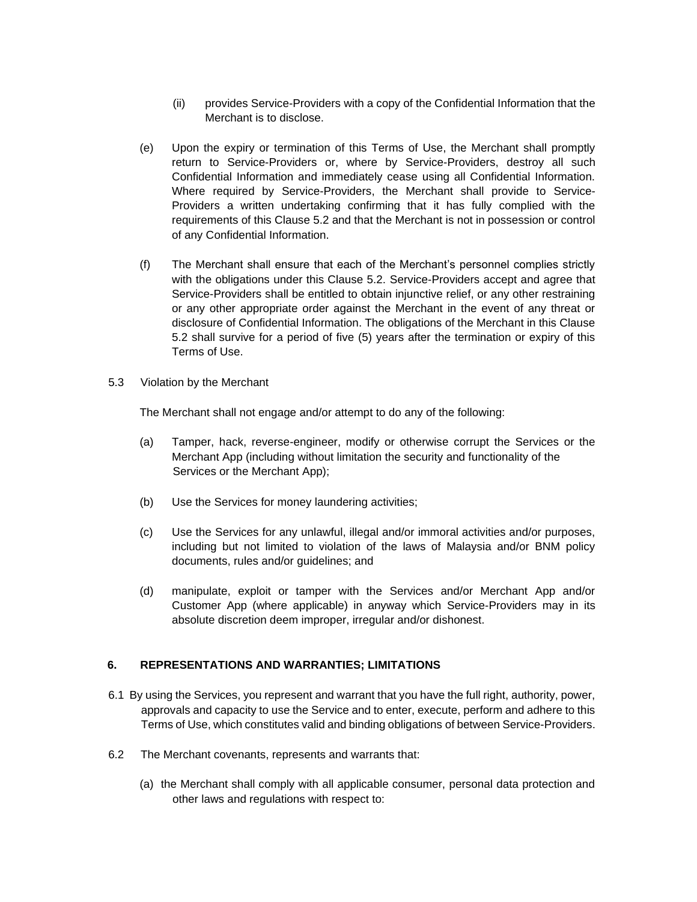(ii) provides Service-Providers with a copy of the Confidential Information that the Merchant is to disclose.

(e) Upon the expiry or termination of this Terms of Use, the Merchant shall promptly return to Service-Providers or, where by Service-Providers, destroy all such Confidential Information and immediately cease using all Confidential Information. Where required by Service-Providers, the Merchant shall provide to Service-Providers a written undertaking confirming that it has fully complied with the requirements of this Clause 5.2 and that the Merchant is not in possession or control of any Confidential Information.

(f) The Merchant shall ensure that each of the Merchant's personnel complies strictly with the obligations under this Clause 5.2. Service-Providers accept and agree that Service-Providers shall be entitled to obtain injunctive relief, or any other restraining or any other appropriate order against the Merchant in the event of any threat or disclosure of Confidential Information. The obligations of the Merchant in this Clause 5.2 shall survive for a period of five (5) years after the termination or expiry of this Terms of Use.

5.3 Violation by the Merchant

The Merchant shall not engage and/or attempt to do any of the following:

(a) Tamper, hack, reverse-engineer, modify or otherwise corrupt the Services or the Merchant App (including without limitation the security and functionality of the Services or the Merchant App);

(b) Use the Services for money laundering activities;

(c) Use the Services for any unlawful, illegal and/or immoral activities and/or purposes, including but not limited to violation of the laws of Malaysia and/or BNM policy documents, rules and/or guidelines; and

(d) manipulate, exploit or tamper with the Services and/or Merchant App and/or Customer App (where applicable) in anyway which Service-Providers may in its absolute discretion deem improper, irregular and/or dishonest.

## 6. REPRESENTATIONS AND WARRANTIES; LIMITATIONS

6.1 By using the Services, you represent and warrant that you have the full right, authority, power, approvals and capacity to use the Service and to enter, execute, perform and adhere to this Terms of Use, which constitutes valid and binding obligations of between Service-Providers.

6.2 The Merchant covenants, represents and warrants that:

(a) the Merchant shall comply with all applicable consumer, personal data protection and other laws and regulations with respect to: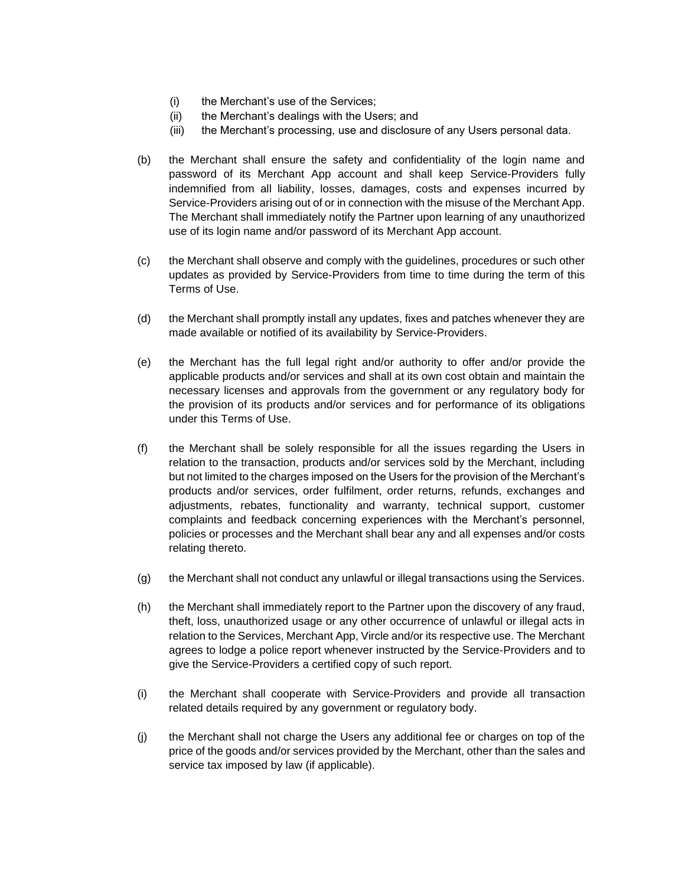(i) the Merchant's use of the Services;
(ii) the Merchant's dealings with the Users; and
(iii) the Merchant's processing, use and disclosure of any Users personal data.

(b) the Merchant shall ensure the safety and confidentiality of the login name and password of its Merchant App account and shall keep Service-Providers fully indemnified from all liability, losses, damages, costs and expenses incurred by Service-Providers arising out of or in connection with the misuse of the Merchant App. The Merchant shall immediately notify the Partner upon learning of any unauthorized use of its login name and/or password of its Merchant App account.

(c) the Merchant shall observe and comply with the guidelines, procedures or such other updates as provided by Service-Providers from time to time during the term of this Terms of Use.

(d) the Merchant shall promptly install any updates, fixes and patches whenever they are made available or notified of its availability by Service-Providers.

(e) the Merchant has the full legal right and/or authority to offer and/or provide the applicable products and/or services and shall at its own cost obtain and maintain the necessary licenses and approvals from the government or any regulatory body for the provision of its products and/or services and for performance of its obligations under this Terms of Use.

(f) the Merchant shall be solely responsible for all the issues regarding the Users in relation to the transaction, products and/or services sold by the Merchant, including but not limited to the charges imposed on the Users for the provision of the Merchant's products and/or services, order fulfilment, order returns, refunds, exchanges and adjustments, rebates, functionality and warranty, technical support, customer complaints and feedback concerning experiences with the Merchant's personnel, policies or processes and the Merchant shall bear any and all expenses and/or costs relating thereto.

(g) the Merchant shall not conduct any unlawful or illegal transactions using the Services.

(h) the Merchant shall immediately report to the Partner upon the discovery of any fraud, theft, loss, unauthorized usage or any other occurrence of unlawful or illegal acts in relation to the Services, Merchant App, Vircle and/or its respective use. The Merchant agrees to lodge a police report whenever instructed by the Service-Providers and to give the Service-Providers a certified copy of such report.

(i) the Merchant shall cooperate with Service-Providers and provide all transaction related details required by any government or regulatory body.

(j) the Merchant shall not charge the Users any additional fee or charges on top of the price of the goods and/or services provided by the Merchant, other than the sales and service tax imposed by law (if applicable).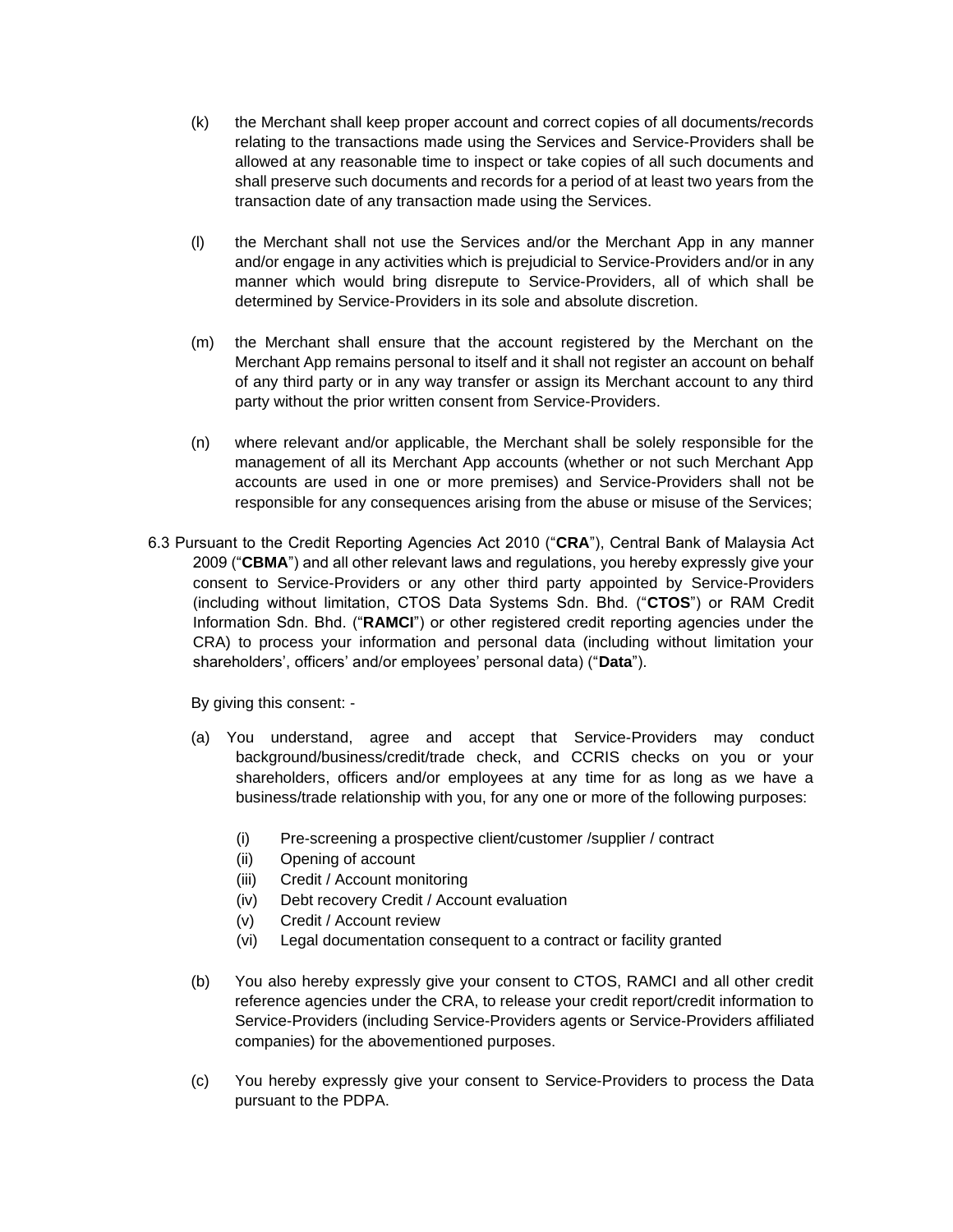(k) the Merchant shall keep proper account and correct copies of all documents/records relating to the transactions made using the Services and Service-Providers shall be allowed at any reasonable time to inspect or take copies of all such documents and shall preserve such documents and records for a period of at least two years from the transaction date of any transaction made using the Services.

(l) the Merchant shall not use the Services and/or the Merchant App in any manner and/or engage in any activities which is prejudicial to Service-Providers and/or in any manner which would bring disrepute to Service-Providers, all of which shall be determined by Service-Providers in its sole and absolute discretion.

(m) the Merchant shall ensure that the account registered by the Merchant on the Merchant App remains personal to itself and it shall not register an account on behalf of any third party or in any way transfer or assign its Merchant account to any third party without the prior written consent from Service-Providers.

(n) where relevant and/or applicable, the Merchant shall be solely responsible for the management of all its Merchant App accounts (whether or not such Merchant App accounts are used in one or more premises) and Service-Providers shall not be responsible for any consequences arising from the abuse or misuse of the Services;

6.3 Pursuant to the Credit Reporting Agencies Act 2010 ("**CRA**"), Central Bank of Malaysia Act 2009 ("**CBMA**") and all other relevant laws and regulations, you hereby expressly give your consent to Service-Providers or any other third party appointed by Service-Providers (including without limitation, CTOS Data Systems Sdn. Bhd. ("**CTOS**") or RAM Credit Information Sdn. Bhd. ("**RAMCI**") or other registered credit reporting agencies under the CRA) to process your information and personal data (including without limitation your shareholders', officers' and/or employees' personal data) ("**Data**").

By giving this consent: -

(a) You understand, agree and accept that Service-Providers may conduct background/business/credit/trade check, and CCRIS checks on you or your shareholders, officers and/or employees at any time for as long as we have a business/trade relationship with you, for any one or more of the following purposes:

   (i) Pre-screening a prospective client/customer /supplier / contract
   (ii) Opening of account
   (iii) Credit / Account monitoring
   (iv) Debt recovery Credit / Account evaluation
   (v) Credit / Account review
   (vi) Legal documentation consequent to a contract or facility granted

(b) You also hereby expressly give your consent to CTOS, RAMCI and all other credit reference agencies under the CRA, to release your credit report/credit information to Service-Providers (including Service-Providers agents or Service-Providers affiliated companies) for the abovementioned purposes.

(c) You hereby expressly give your consent to Service-Providers to process the Data pursuant to the PDPA.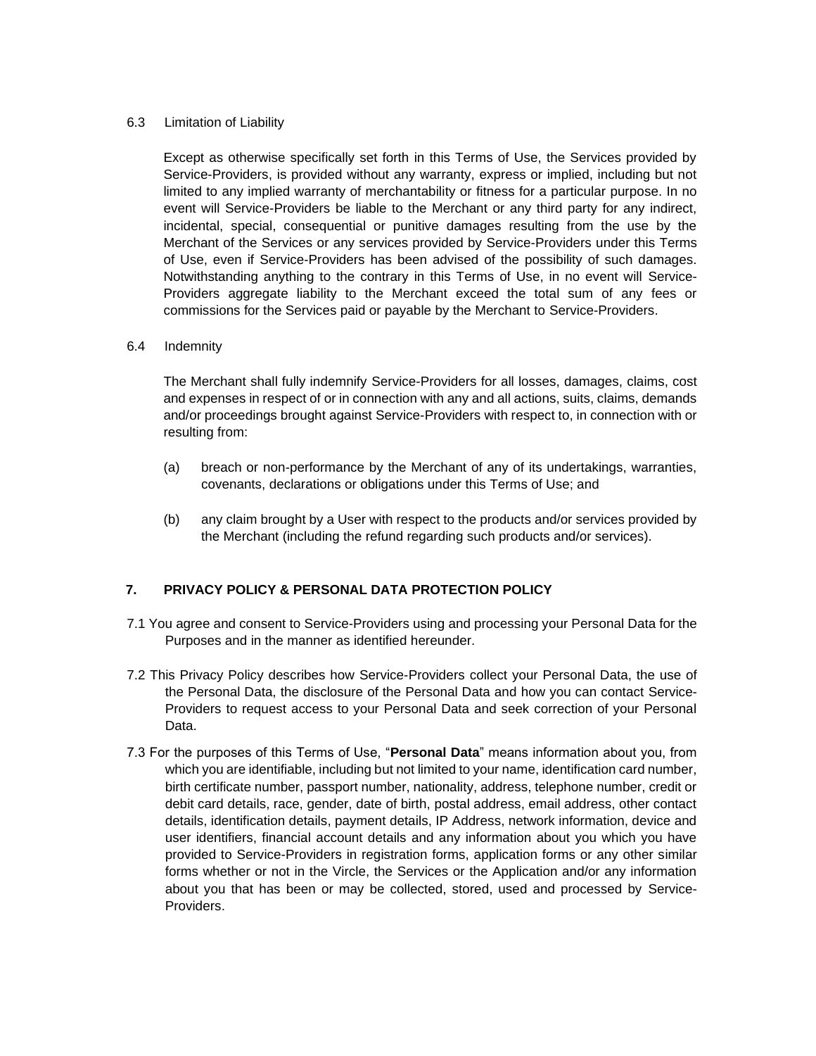6.3 Limitation of Liability

Except as otherwise specifically set forth in this Terms of Use, the Services provided by Service-Providers, is provided without any warranty, express or implied, including but not limited to any implied warranty of merchantability or fitness for a particular purpose. In no event will Service-Providers be liable to the Merchant or any third party for any indirect, incidental, special, consequential or punitive damages resulting from the use by the Merchant of the Services or any services provided by Service-Providers under this Terms of Use, even if Service-Providers has been advised of the possibility of such damages. Notwithstanding anything to the contrary in this Terms of Use, in no event will Service-Providers aggregate liability to the Merchant exceed the total sum of any fees or commissions for the Services paid or payable by the Merchant to Service-Providers.

6.4 Indemnity

The Merchant shall fully indemnify Service-Providers for all losses, damages, claims, cost and expenses in respect of or in connection with any and all actions, suits, claims, demands and/or proceedings brought against Service-Providers with respect to, in connection with or resulting from:

(a) breach or non-performance by the Merchant of any of its undertakings, warranties, covenants, declarations or obligations under this Terms of Use; and

(b) any claim brought by a User with respect to the products and/or services provided by the Merchant (including the refund regarding such products and/or services).

## 7. PRIVACY POLICY & PERSONAL DATA PROTECTION POLICY

7.1 You agree and consent to Service-Providers using and processing your Personal Data for the Purposes and in the manner as identified hereunder.

7.2 This Privacy Policy describes how Service-Providers collect your Personal Data, the use of the Personal Data, the disclosure of the Personal Data and how you can contact Service-Providers to request access to your Personal Data and seek correction of your Personal Data.

7.3 For the purposes of this Terms of Use, "**Personal Data**" means information about you, from which you are identifiable, including but not limited to your name, identification card number, birth certificate number, passport number, nationality, address, telephone number, credit or debit card details, race, gender, date of birth, postal address, email address, other contact details, identification details, payment details, IP Address, network information, device and user identifiers, financial account details and any information about you which you have provided to Service-Providers in registration forms, application forms or any other similar forms whether or not in the Vircle, the Services or the Application and/or any information about you that has been or may be collected, stored, used and processed by Service-Providers.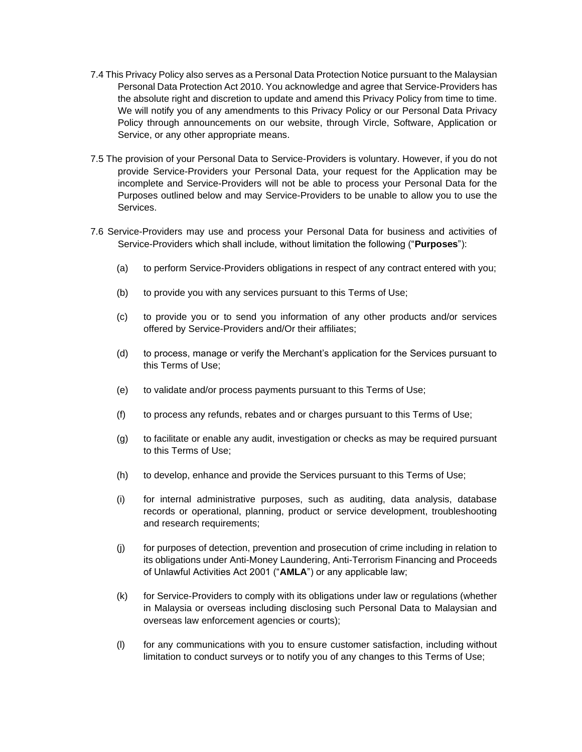7.4 This Privacy Policy also serves as a Personal Data Protection Notice pursuant to the Malaysian Personal Data Protection Act 2010. You acknowledge and agree that Service-Providers has the absolute right and discretion to update and amend this Privacy Policy from time to time. We will notify you of any amendments to this Privacy Policy or our Personal Data Privacy Policy through announcements on our website, through Vircle, Software, Application or Service, or any other appropriate means.

7.5 The provision of your Personal Data to Service-Providers is voluntary. However, if you do not provide Service-Providers your Personal Data, your request for the Application may be incomplete and Service-Providers will not be able to process your Personal Data for the Purposes outlined below and may Service-Providers to be unable to allow you to use the Services.

7.6 Service-Providers may use and process your Personal Data for business and activities of Service-Providers which shall include, without limitation the following ("**Purposes**"):

(a) to perform Service-Providers obligations in respect of any contract entered with you;

(b) to provide you with any services pursuant to this Terms of Use;

(c) to provide you or to send you information of any other products and/or services offered by Service-Providers and/Or their affiliates;

(d) to process, manage or verify the Merchant's application for the Services pursuant to this Terms of Use;

(e) to validate and/or process payments pursuant to this Terms of Use;

(f) to process any refunds, rebates and or charges pursuant to this Terms of Use;

(g) to facilitate or enable any audit, investigation or checks as may be required pursuant to this Terms of Use;

(h) to develop, enhance and provide the Services pursuant to this Terms of Use;

(i) for internal administrative purposes, such as auditing, data analysis, database records or operational, planning, product or service development, troubleshooting and research requirements;

(j) for purposes of detection, prevention and prosecution of crime including in relation to its obligations under Anti-Money Laundering, Anti-Terrorism Financing and Proceeds of Unlawful Activities Act 2001 ("**AMLA**") or any applicable law;

(k) for Service-Providers to comply with its obligations under law or regulations (whether in Malaysia or overseas including disclosing such Personal Data to Malaysian and overseas law enforcement agencies or courts);

(l) for any communications with you to ensure customer satisfaction, including without limitation to conduct surveys or to notify you of any changes to this Terms of Use;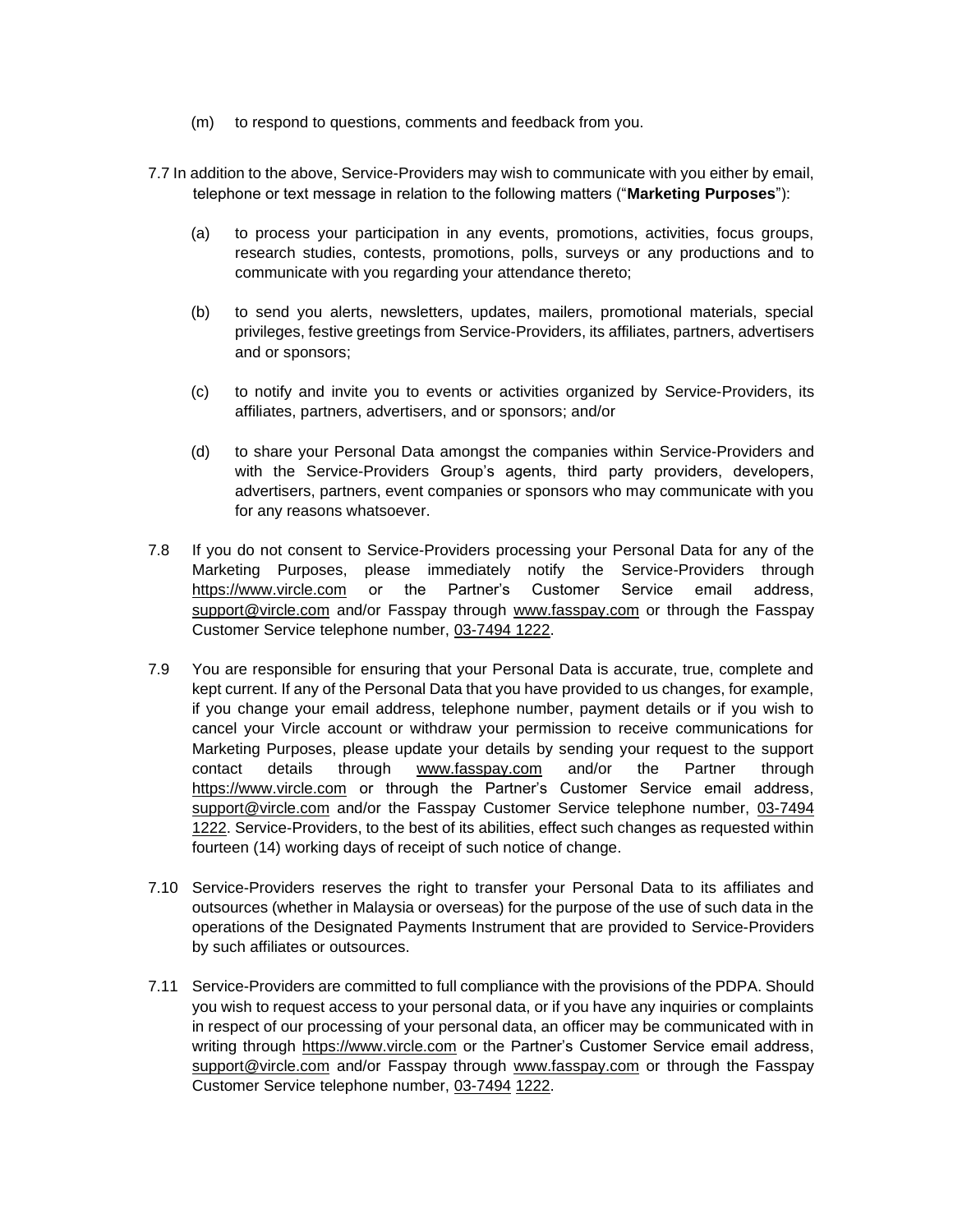(m) to respond to questions, comments and feedback from you.

7.7 In addition to the above, Service-Providers may wish to communicate with you either by email, telephone or text message in relation to the following matters ("**Marketing Purposes**"):

(a) to process your participation in any events, promotions, activities, focus groups, research studies, contests, promotions, polls, surveys or any productions and to communicate with you regarding your attendance thereto;

(b) to send you alerts, newsletters, updates, mailers, promotional materials, special privileges, festive greetings from Service-Providers, its affiliates, partners, advertisers and or sponsors;

(c) to notify and invite you to events or activities organized by Service-Providers, its affiliates, partners, advertisers, and or sponsors; and/or

(d) to share your Personal Data amongst the companies within Service-Providers and with the Service-Providers Group's agents, third party providers, developers, advertisers, partners, event companies or sponsors who may communicate with you for any reasons whatsoever.

7.8 If you do not consent to Service-Providers processing your Personal Data for any of the Marketing Purposes, please immediately notify the Service-Providers through https://www.vircle.com or the Partner's Customer Service email address, support@vircle.com and/or Fasspay through www.fasspay.com or through the Fasspay Customer Service telephone number, 03-7494 1222.

7.9 You are responsible for ensuring that your Personal Data is accurate, true, complete and kept current. If any of the Personal Data that you have provided to us changes, for example, if you change your email address, telephone number, payment details or if you wish to cancel your Vircle account or withdraw your permission to receive communications for Marketing Purposes, please update your details by sending your request to the support contact details through www.fasspay.com and/or the Partner through https://www.vircle.com or through the Partner's Customer Service email address, support@vircle.com and/or the Fasspay Customer Service telephone number, 03-7494 1222. Service-Providers, to the best of its abilities, effect such changes as requested within fourteen (14) working days of receipt of such notice of change.

7.10 Service-Providers reserves the right to transfer your Personal Data to its affiliates and outsources (whether in Malaysia or overseas) for the purpose of the use of such data in the operations of the Designated Payments Instrument that are provided to Service-Providers by such affiliates or outsources.

7.11 Service-Providers are committed to full compliance with the provisions of the PDPA. Should you wish to request access to your personal data, or if you have any inquiries or complaints in respect of our processing of your personal data, an officer may be communicated with in writing through https://www.vircle.com or the Partner's Customer Service email address, support@vircle.com and/or Fasspay through www.fasspay.com or through the Fasspay Customer Service telephone number, 03-7494 1222.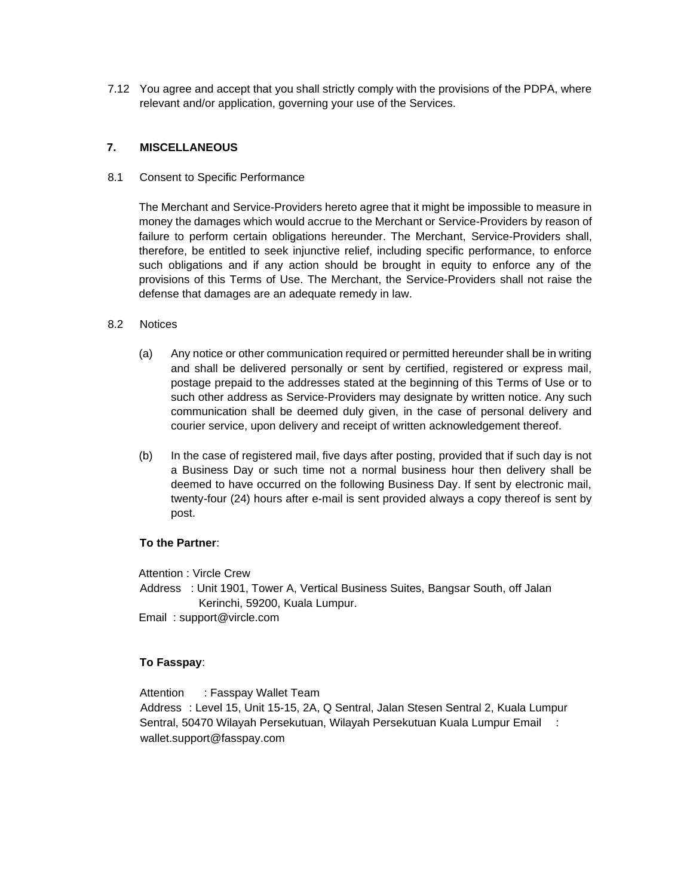7.12 You agree and accept that you shall strictly comply with the provisions of the PDPA, where relevant and/or application, governing your use of the Services.

## 7. MISCELLANEOUS

8.1 Consent to Specific Performance

The Merchant and Service-Providers hereto agree that it might be impossible to measure in money the damages which would accrue to the Merchant or Service-Providers by reason of failure to perform certain obligations hereunder. The Merchant, Service-Providers shall, therefore, be entitled to seek injunctive relief, including specific performance, to enforce such obligations and if any action should be brought in equity to enforce any of the provisions of this Terms of Use. The Merchant, the Service-Providers shall not raise the defense that damages are an adequate remedy in law.

8.2 Notices

(a) Any notice or other communication required or permitted hereunder shall be in writing and shall be delivered personally or sent by certified, registered or express mail, postage prepaid to the addresses stated at the beginning of this Terms of Use or to such other address as Service-Providers may designate by written notice. Any such communication shall be deemed duly given, in the case of personal delivery and courier service, upon delivery and receipt of written acknowledgement thereof.

(b) In the case of registered mail, five days after posting, provided that if such day is not a Business Day or such time not a normal business hour then delivery shall be deemed to have occurred on the following Business Day. If sent by electronic mail, twenty-four (24) hours after e-mail is sent provided always a copy thereof is sent by post.

**To the Partner**:

Attention : Vircle Crew
Address : Unit 1901, Tower A, Vertical Business Suites, Bangsar South, off Jalan Kerinchi, 59200, Kuala Lumpur.
Email : support@vircle.com

**To Fasspay**:

Attention : Fasspay Wallet Team
Address : Level 15, Unit 15-15, 2A, Q Sentral, Jalan Stesen Sentral 2, Kuala Lumpur Sentral, 50470 Wilayah Persekutuan, Wilayah Persekutuan Kuala Lumpur Email : wallet.support@fasspay.com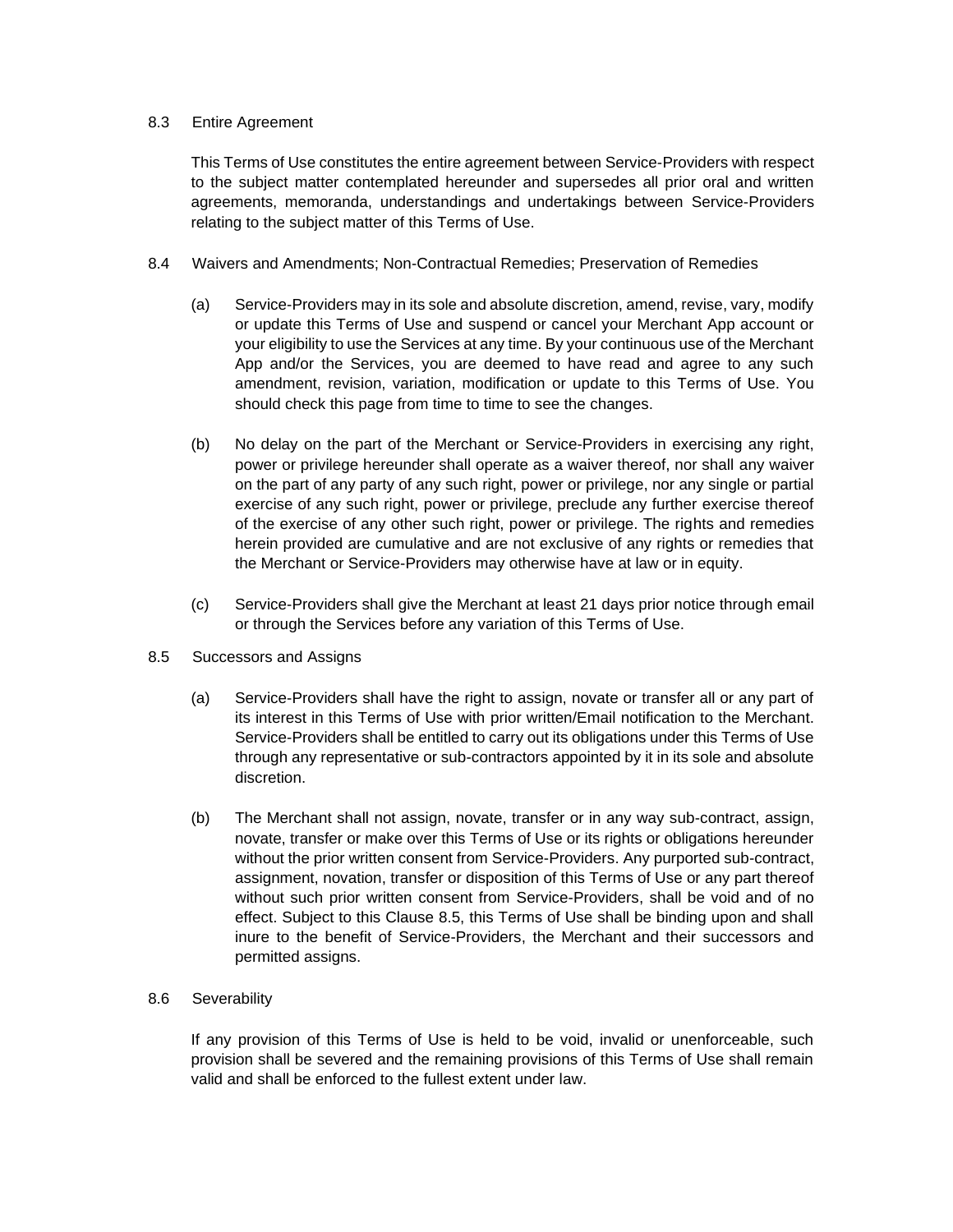8.3 Entire Agreement

This Terms of Use constitutes the entire agreement between Service-Providers with respect to the subject matter contemplated hereunder and supersedes all prior oral and written agreements, memoranda, understandings and undertakings between Service-Providers relating to the subject matter of this Terms of Use.

8.4 Waivers and Amendments; Non-Contractual Remedies; Preservation of Remedies

(a) Service-Providers may in its sole and absolute discretion, amend, revise, vary, modify or update this Terms of Use and suspend or cancel your Merchant App account or your eligibility to use the Services at any time. By your continuous use of the Merchant App and/or the Services, you are deemed to have read and agree to any such amendment, revision, variation, modification or update to this Terms of Use. You should check this page from time to time to see the changes.

(b) No delay on the part of the Merchant or Service-Providers in exercising any right, power or privilege hereunder shall operate as a waiver thereof, nor shall any waiver on the part of any party of any such right, power or privilege, nor any single or partial exercise of any such right, power or privilege, preclude any further exercise thereof of the exercise of any other such right, power or privilege. The rights and remedies herein provided are cumulative and are not exclusive of any rights or remedies that the Merchant or Service-Providers may otherwise have at law or in equity.

(c) Service-Providers shall give the Merchant at least 21 days prior notice through email or through the Services before any variation of this Terms of Use.

8.5 Successors and Assigns

(a) Service-Providers shall have the right to assign, novate or transfer all or any part of its interest in this Terms of Use with prior written/Email notification to the Merchant. Service-Providers shall be entitled to carry out its obligations under this Terms of Use through any representative or sub-contractors appointed by it in its sole and absolute discretion.

(b) The Merchant shall not assign, novate, transfer or in any way sub-contract, assign, novate, transfer or make over this Terms of Use or its rights or obligations hereunder without the prior written consent from Service-Providers. Any purported sub-contract, assignment, novation, transfer or disposition of this Terms of Use or any part thereof without such prior written consent from Service-Providers, shall be void and of no effect. Subject to this Clause 8.5, this Terms of Use shall be binding upon and shall inure to the benefit of Service-Providers, the Merchant and their successors and permitted assigns.

8.6 Severability

If any provision of this Terms of Use is held to be void, invalid or unenforceable, such provision shall be severed and the remaining provisions of this Terms of Use shall remain valid and shall be enforced to the fullest extent under law.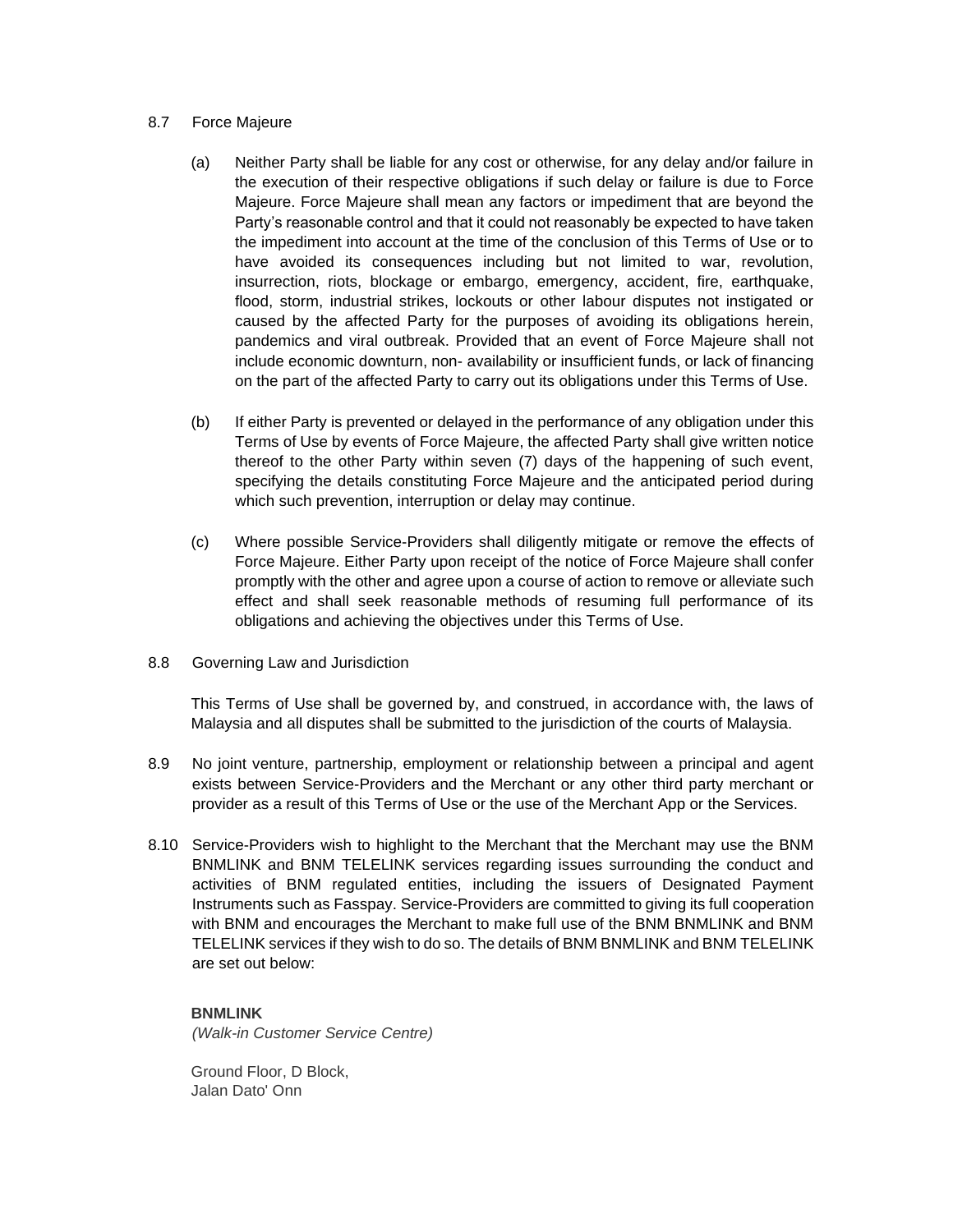8.7 Force Majeure

(a) Neither Party shall be liable for any cost or otherwise, for any delay and/or failure in the execution of their respective obligations if such delay or failure is due to Force Majeure. Force Majeure shall mean any factors or impediment that are beyond the Party's reasonable control and that it could not reasonably be expected to have taken the impediment into account at the time of the conclusion of this Terms of Use or to have avoided its consequences including but not limited to war, revolution, insurrection, riots, blockage or embargo, emergency, accident, fire, earthquake, flood, storm, industrial strikes, lockouts or other labour disputes not instigated or caused by the affected Party for the purposes of avoiding its obligations herein, pandemics and viral outbreak. Provided that an event of Force Majeure shall not include economic downturn, non- availability or insufficient funds, or lack of financing on the part of the affected Party to carry out its obligations under this Terms of Use.

(b) If either Party is prevented or delayed in the performance of any obligation under this Terms of Use by events of Force Majeure, the affected Party shall give written notice thereof to the other Party within seven (7) days of the happening of such event, specifying the details constituting Force Majeure and the anticipated period during which such prevention, interruption or delay may continue.

(c) Where possible Service-Providers shall diligently mitigate or remove the effects of Force Majeure. Either Party upon receipt of the notice of Force Majeure shall confer promptly with the other and agree upon a course of action to remove or alleviate such effect and shall seek reasonable methods of resuming full performance of its obligations and achieving the objectives under this Terms of Use.

8.8 Governing Law and Jurisdiction

This Terms of Use shall be governed by, and construed, in accordance with, the laws of Malaysia and all disputes shall be submitted to the jurisdiction of the courts of Malaysia.

8.9 No joint venture, partnership, employment or relationship between a principal and agent exists between Service-Providers and the Merchant or any other third party merchant or provider as a result of this Terms of Use or the use of the Merchant App or the Services.

8.10 Service-Providers wish to highlight to the Merchant that the Merchant may use the BNM BNMLINK and BNM TELELINK services regarding issues surrounding the conduct and activities of BNM regulated entities, including the issuers of Designated Payment Instruments such as Fasspay. Service-Providers are committed to giving its full cooperation with BNM and encourages the Merchant to make full use of the BNM BNMLINK and BNM TELELINK services if they wish to do so. The details of BNM BNMLINK and BNM TELELINK are set out below:

**BNMLINK**
*(Walk-in Customer Service Centre)*

Ground Floor, D Block,
Jalan Dato' Onn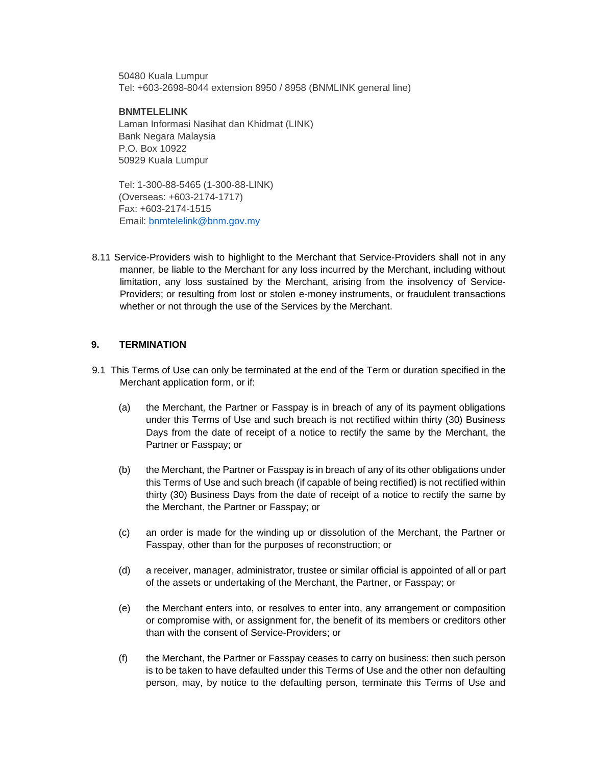50480 Kuala Lumpur
Tel: +603-2698-8044 extension 8950 / 8958 (BNMLINK general line)

**BNMTELELINK**
Laman Informasi Nasihat dan Khidmat (LINK)
Bank Negara Malaysia
P.O. Box 10922
50929 Kuala Lumpur

Tel: 1-300-88-5465 (1-300-88-LINK)
(Overseas: +603-2174-1717)
Fax: +603-2174-1515
Email: bnmtelelink@bnm.gov.my

8.11 Service-Providers wish to highlight to the Merchant that Service-Providers shall not in any manner, be liable to the Merchant for any loss incurred by the Merchant, including without limitation, any loss sustained by the Merchant, arising from the insolvency of Service-Providers; or resulting from lost or stolen e-money instruments, or fraudulent transactions whether or not through the use of the Services by the Merchant.

## 9. TERMINATION

9.1 This Terms of Use can only be terminated at the end of the Term or duration specified in the Merchant application form, or if:

(a) the Merchant, the Partner or Fasspay is in breach of any of its payment obligations under this Terms of Use and such breach is not rectified within thirty (30) Business Days from the date of receipt of a notice to rectify the same by the Merchant, the Partner or Fasspay; or

(b) the Merchant, the Partner or Fasspay is in breach of any of its other obligations under this Terms of Use and such breach (if capable of being rectified) is not rectified within thirty (30) Business Days from the date of receipt of a notice to rectify the same by the Merchant, the Partner or Fasspay; or

(c) an order is made for the winding up or dissolution of the Merchant, the Partner or Fasspay, other than for the purposes of reconstruction; or

(d) a receiver, manager, administrator, trustee or similar official is appointed of all or part of the assets or undertaking of the Merchant, the Partner, or Fasspay; or

(e) the Merchant enters into, or resolves to enter into, any arrangement or composition or compromise with, or assignment for, the benefit of its members or creditors other than with the consent of Service-Providers; or

(f) the Merchant, the Partner or Fasspay ceases to carry on business: then such person is to be taken to have defaulted under this Terms of Use and the other non defaulting person, may, by notice to the defaulting person, terminate this Terms of Use and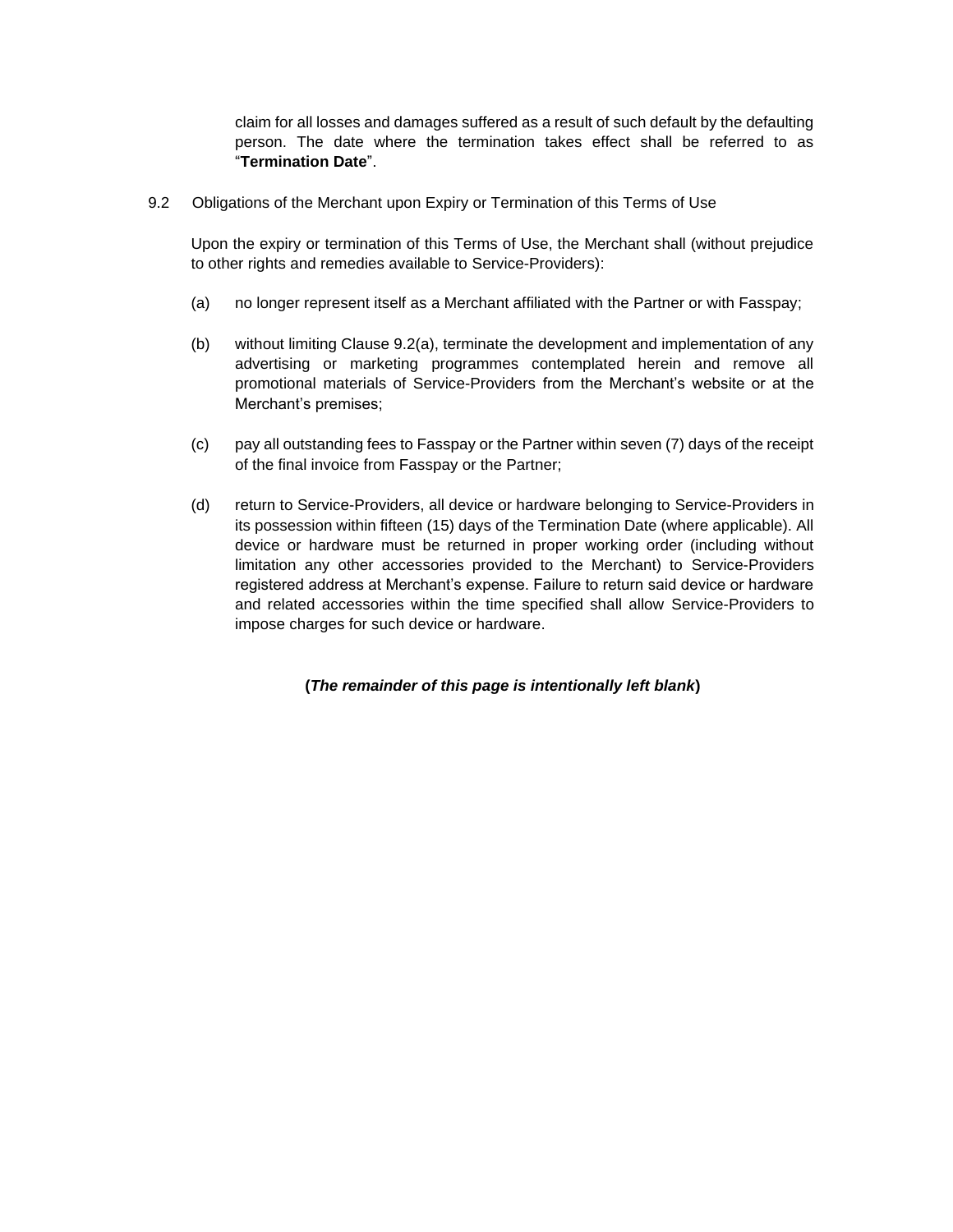claim for all losses and damages suffered as a result of such default by the defaulting person. The date where the termination takes effect shall be referred to as "**Termination Date**".

9.2 Obligations of the Merchant upon Expiry or Termination of this Terms of Use

Upon the expiry or termination of this Terms of Use, the Merchant shall (without prejudice to other rights and remedies available to Service-Providers):

(a) no longer represent itself as a Merchant affiliated with the Partner or with Fasspay;

(b) without limiting Clause 9.2(a), terminate the development and implementation of any advertising or marketing programmes contemplated herein and remove all promotional materials of Service-Providers from the Merchant's website or at the Merchant's premises;

(c) pay all outstanding fees to Fasspay or the Partner within seven (7) days of the receipt of the final invoice from Fasspay or the Partner;

(d) return to Service-Providers, all device or hardware belonging to Service-Providers in its possession within fifteen (15) days of the Termination Date (where applicable). All device or hardware must be returned in proper working order (including without limitation any other accessories provided to the Merchant) to Service-Providers registered address at Merchant's expense. Failure to return said device or hardware and related accessories within the time specified shall allow Service-Providers to impose charges for such device or hardware.

**(*The remainder of this page is intentionally left blank*)**